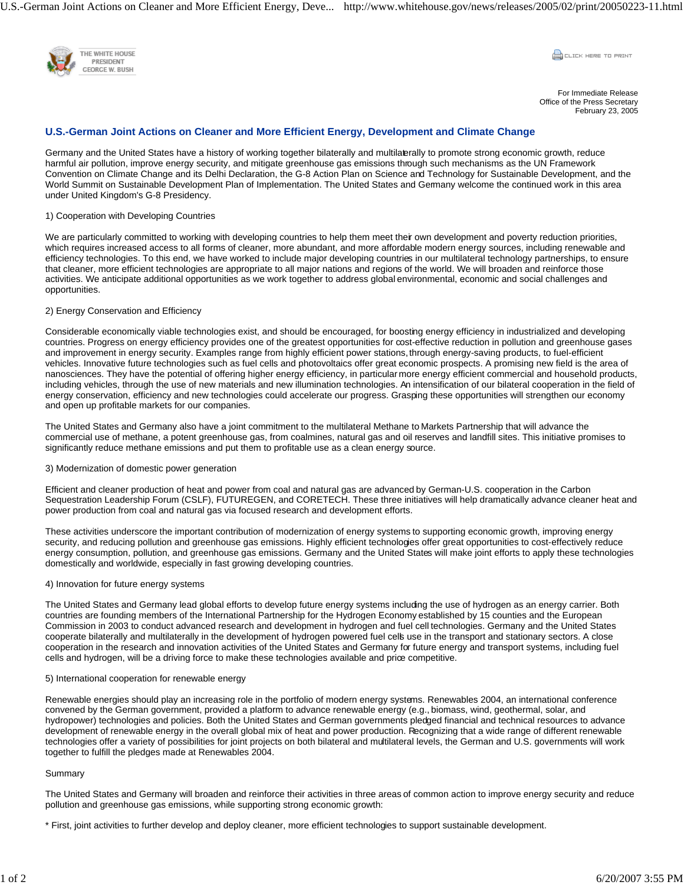For Immediate Release
Office of the Press Secretary
February 23, 2005

## U.S.-German Joint Actions on Cleaner and More Efficient Energy, Development and Climate Change

Germany and the United States have a history of working together bilaterally and multilaterally to promote strong economic growth, reduce harmful air pollution, improve energy security, and mitigate greenhouse gas emissions through such mechanisms as the UN Framework Convention on Climate Change and its Delhi Declaration, the G-8 Action Plan on Science and Technology for Sustainable Development, and the World Summit on Sustainable Development Plan of Implementation. The United States and Germany welcome the continued work in this area under United Kingdom's G-8 Presidency.

1) Cooperation with Developing Countries

We are particularly committed to working with developing countries to help them meet their own development and poverty reduction priorities, which requires increased access to all forms of cleaner, more abundant, and more affordable modern energy sources, including renewable and efficiency technologies. To this end, we have worked to include major developing countries in our multilateral technology partnerships, to ensure that cleaner, more efficient technologies are appropriate to all major nations and regions of the world. We will broaden and reinforce those activities. We anticipate additional opportunities as we work together to address global environmental, economic and social challenges and opportunities.

2) Energy Conservation and Efficiency

Considerable economically viable technologies exist, and should be encouraged, for boosting energy efficiency in industrialized and developing countries. Progress on energy efficiency provides one of the greatest opportunities for cost-effective reduction in pollution and greenhouse gases and improvement in energy security. Examples range from highly efficient power stations, through energy-saving products, to fuel-efficient vehicles. Innovative future technologies such as fuel cells and photovoltaics offer great economic prospects. A promising new field is the area of nanosciences. They have the potential of offering higher energy efficiency, in particular more energy efficient commercial and household products, including vehicles, through the use of new materials and new illumination technologies. An intensification of our bilateral cooperation in the field of energy conservation, efficiency and new technologies could accelerate our progress. Grasping these opportunities will strengthen our economy and open up profitable markets for our companies.

The United States and Germany also have a joint commitment to the multilateral Methane to Markets Partnership that will advance the commercial use of methane, a potent greenhouse gas, from coalmines, natural gas and oil reserves and landfill sites. This initiative promises to significantly reduce methane emissions and put them to profitable use as a clean energy source.

3) Modernization of domestic power generation

Efficient and cleaner production of heat and power from coal and natural gas are advanced by German-U.S. cooperation in the Carbon Sequestration Leadership Forum (CSLF), FUTUREGEN, and CORETECH. These three initiatives will help dramatically advance cleaner heat and power production from coal and natural gas via focused research and development efforts.

These activities underscore the important contribution of modernization of energy systems to supporting economic growth, improving energy security, and reducing pollution and greenhouse gas emissions. Highly efficient technologies offer great opportunities to cost-effectively reduce energy consumption, pollution, and greenhouse gas emissions. Germany and the United States will make joint efforts to apply these technologies domestically and worldwide, especially in fast growing developing countries.

4) Innovation for future energy systems

The United States and Germany lead global efforts to develop future energy systems including the use of hydrogen as an energy carrier. Both countries are founding members of the International Partnership for the Hydrogen Economy established by 15 counties and the European Commission in 2003 to conduct advanced research and development in hydrogen and fuel cell technologies. Germany and the United States cooperate bilaterally and multilaterally in the development of hydrogen powered fuel cells use in the transport and stationary sectors. A close cooperation in the research and innovation activities of the United States and Germany for future energy and transport systems, including fuel cells and hydrogen, will be a driving force to make these technologies available and price competitive.

5) International cooperation for renewable energy

Renewable energies should play an increasing role in the portfolio of modern energy systems. Renewables 2004, an international conference convened by the German government, provided a platform to advance renewable energy (e.g., biomass, wind, geothermal, solar, and hydropower) technologies and policies. Both the United States and German governments pledged financial and technical resources to advance development of renewable energy in the overall global mix of heat and power production. Recognizing that a wide range of different renewable technologies offer a variety of possibilities for joint projects on both bilateral and multilateral levels, the German and U.S. governments will work together to fulfill the pledges made at Renewables 2004.

Summary

The United States and Germany will broaden and reinforce their activities in three areas of common action to improve energy security and reduce pollution and greenhouse gas emissions, while supporting strong economic growth:

* First, joint activities to further develop and deploy cleaner, more efficient technologies to support sustainable development.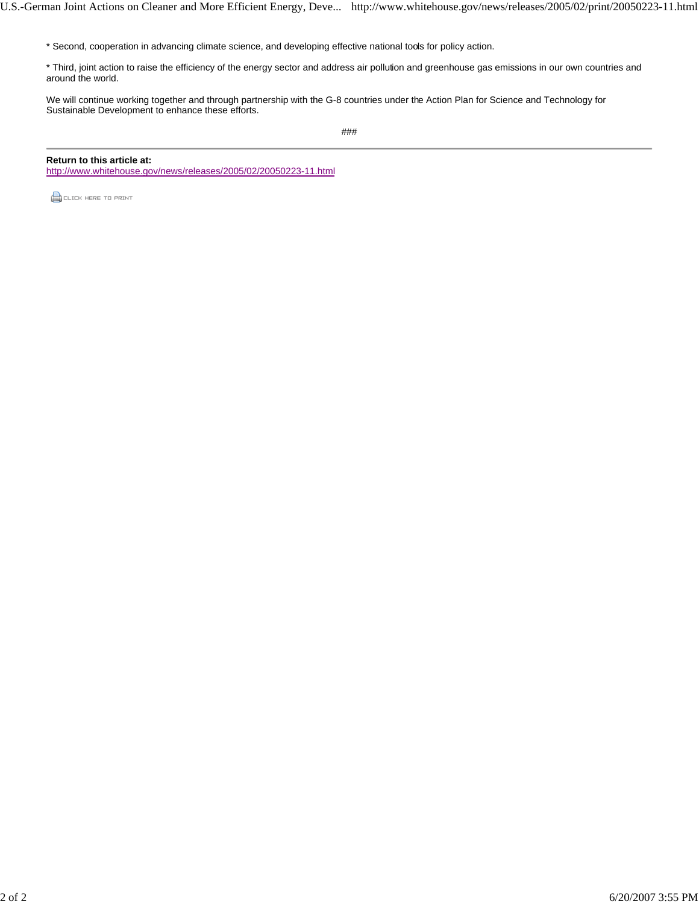* Second, cooperation in advancing climate science, and developing effective national tools for policy action.

* Third, joint action to raise the efficiency of the energy sector and address air pollution and greenhouse gas emissions in our own countries and around the world.

We will continue working together and through partnership with the G-8 countries under the Action Plan for Science and Technology for Sustainable Development to enhance these efforts.

###

---

**Return to this article at:**
http://www.whitehouse.gov/news/releases/2005/02/20050223-11.html

CLICK HERE TO PRINT